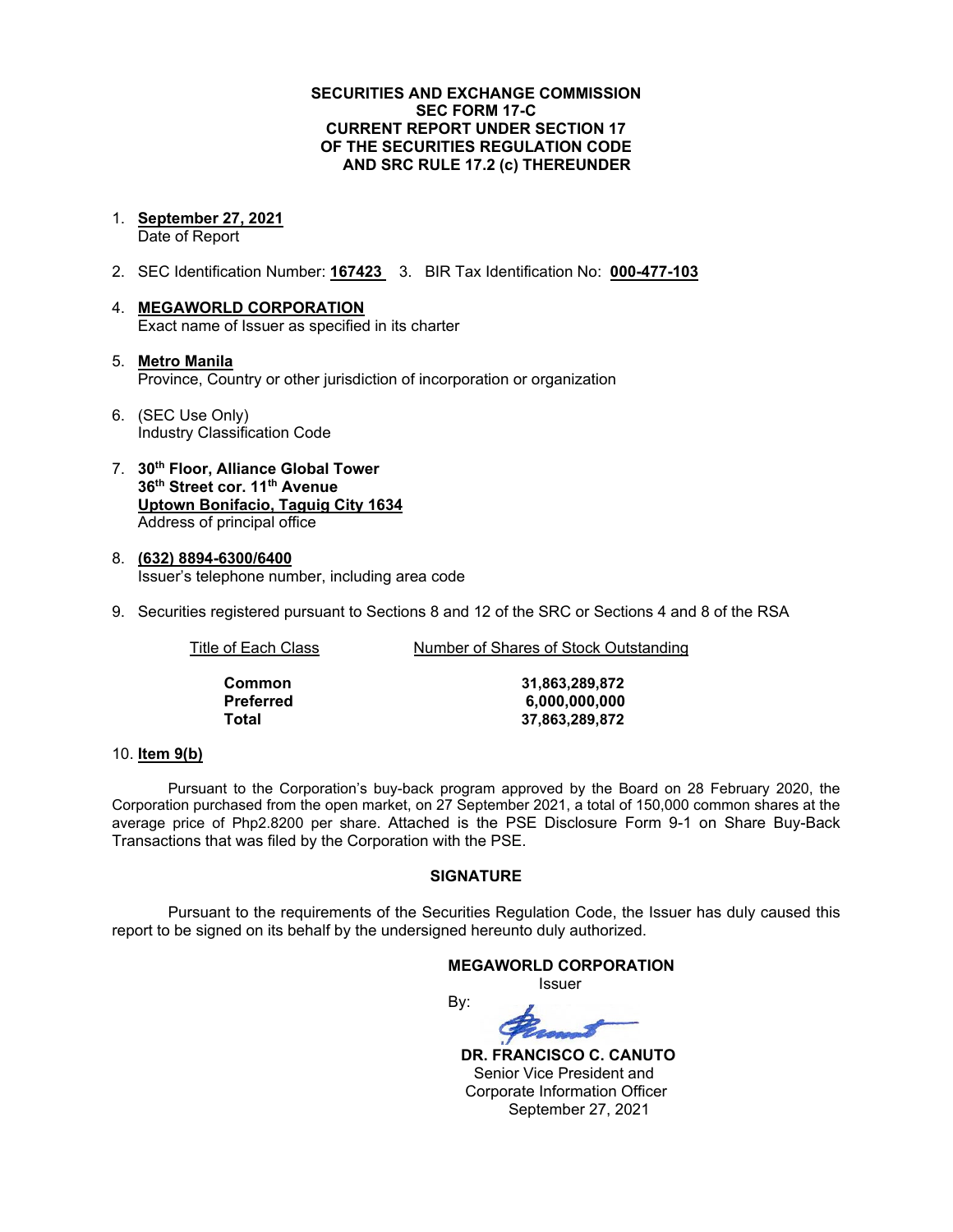**SECURITIES AND EXCHANGE COMMISSION**
**SEC FORM 17-C**
**CURRENT REPORT UNDER SECTION 17**
**OF THE SECURITIES REGULATION CODE**
**AND SRC RULE 17.2 (c) THEREUNDER**

1. **September 27, 2021**
   Date of Report

2. SEC Identification Number: **167423** 3. BIR Tax Identification No: **000-477-103**

4. **MEGAWORLD CORPORATION**
   Exact name of Issuer as specified in its charter

5. **Metro Manila**
   Province, Country or other jurisdiction of incorporation or organization

6. (SEC Use Only)
   Industry Classification Code

7. **30th Floor, Alliance Global Tower**
   **36th Street cor. 11th Avenue**
   **Uptown Bonifacio, Taguig City 1634**
   Address of principal office

8. **(632) 8894-6300/6400**
   Issuer's telephone number, including area code

9. Securities registered pursuant to Sections 8 and 12 of the SRC or Sections 4 and 8 of the RSA

| Title of Each Class | Number of Shares of Stock Outstanding |
|---|---|
| **Common** | **31,863,289,872** |
| **Preferred** | **6,000,000,000** |
| **Total** | **37,863,289,872** |

10. **Item 9(b)**

Pursuant to the Corporation's buy-back program approved by the Board on 28 February 2020, the Corporation purchased from the open market, on 27 September 2021, a total of 150,000 common shares at the average price of Php2.8200 per share. Attached is the PSE Disclosure Form 9-1 on Share Buy-Back Transactions that was filed by the Corporation with the PSE.

**SIGNATURE**

Pursuant to the requirements of the Securities Regulation Code, the Issuer has duly caused this report to be signed on its behalf by the undersigned hereunto duly authorized.

**MEGAWORLD CORPORATION**
Issuer

By:

**DR. FRANCISCO C. CANUTO**
Senior Vice President and
Corporate Information Officer
September 27, 2021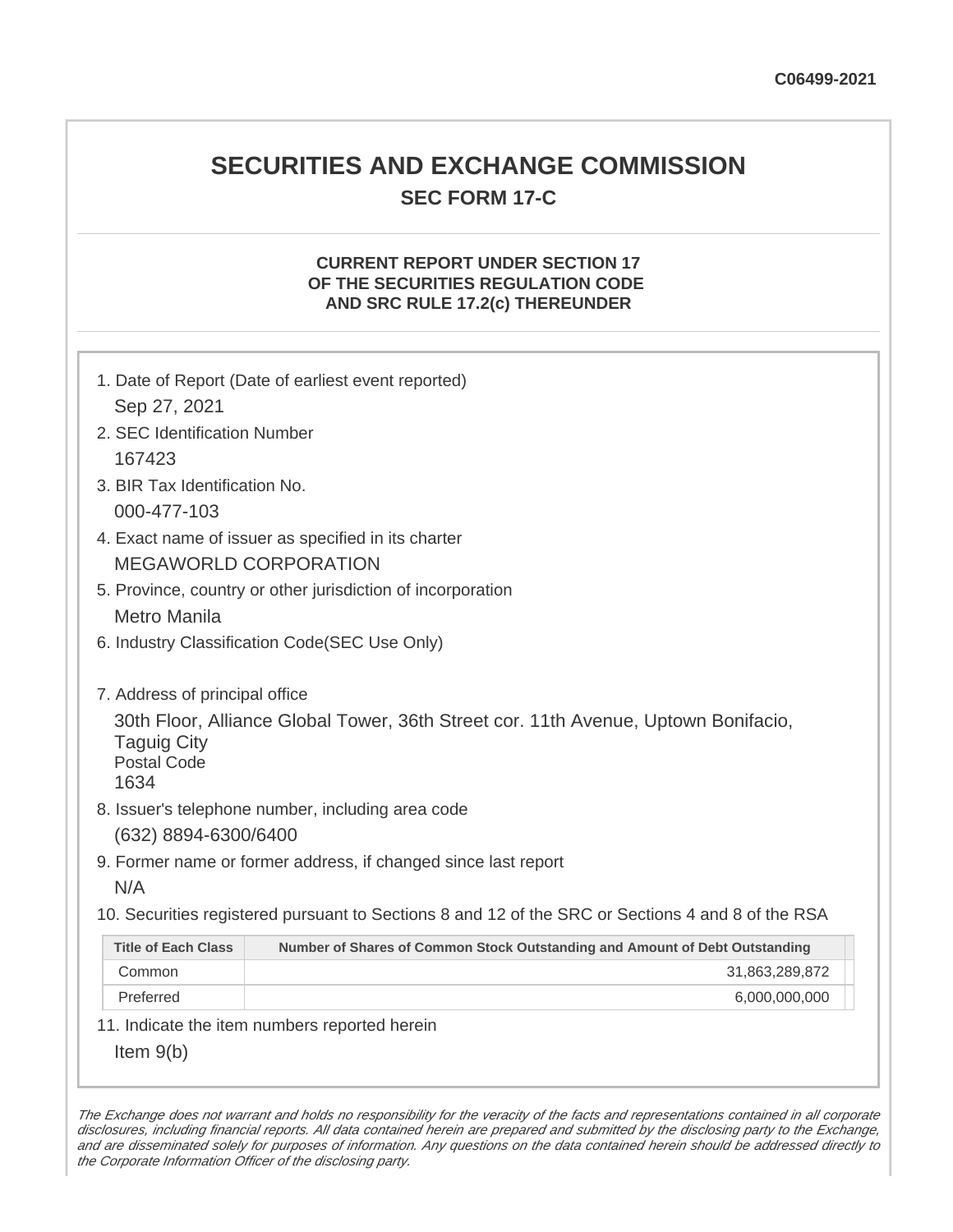C06499-2021

# SECURITIES AND EXCHANGE COMMISSION

## SEC FORM 17-C

### CURRENT REPORT UNDER SECTION 17 OF THE SECURITIES REGULATION CODE AND SRC RULE 17.2(c) THEREUNDER

1. Date of Report (Date of earliest event reported)
   Sep 27, 2021
2. SEC Identification Number
   167423
3. BIR Tax Identification No.
   000-477-103
4. Exact name of issuer as specified in its charter
   MEGAWORLD CORPORATION
5. Province, country or other jurisdiction of incorporation
   Metro Manila
6. Industry Classification Code(SEC Use Only)

7. Address of principal office
   30th Floor, Alliance Global Tower, 36th Street cor. 11th Avenue, Uptown Bonifacio, Taguig City
   Postal Code
   1634
8. Issuer's telephone number, including area code
   (632) 8894-6300/6400
9. Former name or former address, if changed since last report
   N/A
10. Securities registered pursuant to Sections 8 and 12 of the SRC or Sections 4 and 8 of the RSA

| Title of Each Class | Number of Shares of Common Stock Outstanding and Amount of Debt Outstanding |
|---|---|
| Common | 31,863,289,872 |
| Preferred | 6,000,000,000 |

11. Indicate the item numbers reported herein
    Item 9(b)

*The Exchange does not warrant and holds no responsibility for the veracity of the facts and representations contained in all corporate disclosures, including financial reports. All data contained herein are prepared and submitted by the disclosing party to the Exchange, and are disseminated solely for purposes of information. Any questions on the data contained herein should be addressed directly to the Corporate Information Officer of the disclosing party.*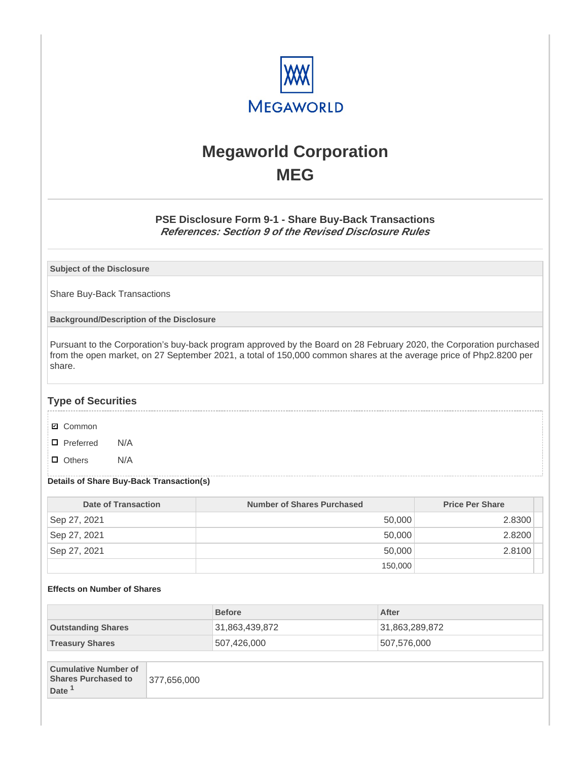# Megaworld Corporation

# MEG

### PSE Disclosure Form 9-1 - Share Buy-Back Transactions

***References: Section 9 of the Revised Disclosure Rules***

| Subject of the Disclosure |
| --- |
| Share Buy-Back Transactions |

| Background/Description of the Disclosure |
| --- |
| Pursuant to the Corporation's buy-back program approved by the Board on 28 February 2020, the Corporation purchased from the open market, on 27 September 2021, a total of 150,000 common shares at the average price of Php2.8200 per share. |

## Type of Securities

- ☑ Common
- ☐ Preferred N/A
- ☐ Others N/A

**Details of Share Buy-Back Transaction(s)**

| Date of Transaction | Number of Shares Purchased | Price Per Share |
| --- | --- | --- |
| Sep 27, 2021 | 50,000 | 2.8300 |
| Sep 27, 2021 | 50,000 | 2.8200 |
| Sep 27, 2021 | 50,000 | 2.8100 |
| | 150,000 | |

**Effects on Number of Shares**

| | Before | After |
| --- | --- | --- |
| **Outstanding Shares** | 31,863,439,872 | 31,863,289,872 |
| **Treasury Shares** | 507,426,000 | 507,576,000 |

| **Cumulative Number of Shares Purchased to Date [1]** | 377,656,000 |
| --- | --- |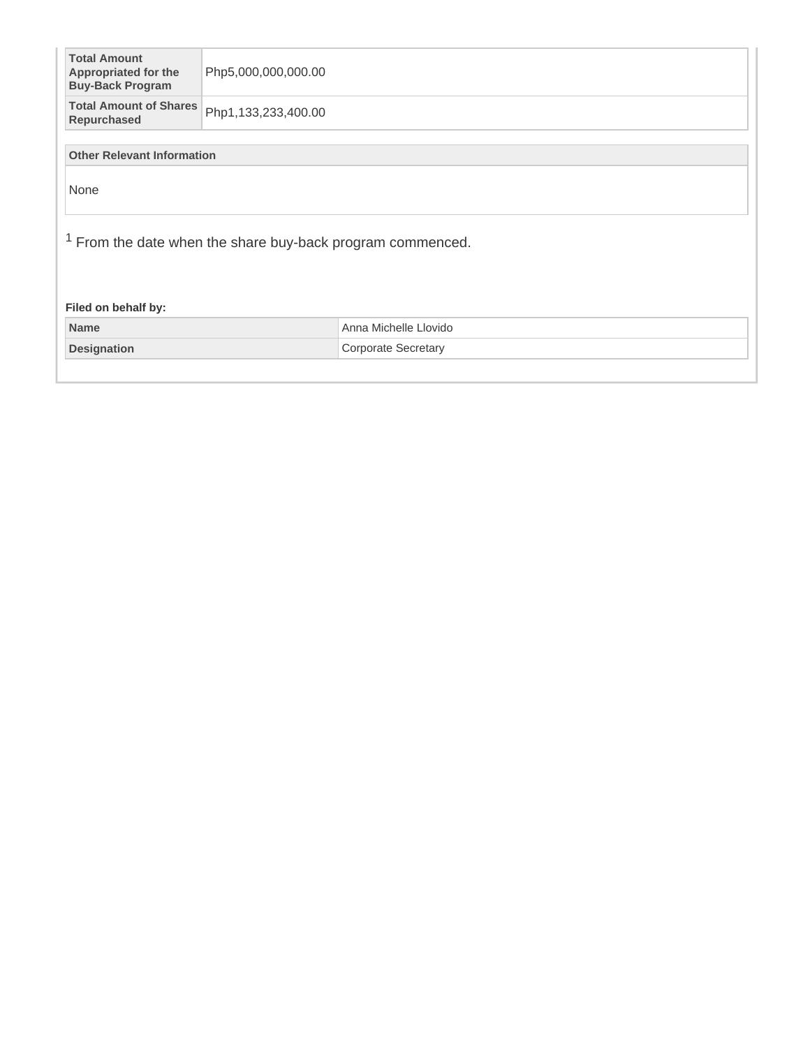| | |
|---|---|
| **Total Amount Appropriated for the Buy-Back Program** | Php5,000,000,000.00 |
| **Total Amount of Shares Repurchased** | Php1,133,233,400.00 |

| **Other Relevant Information** |
|---|
| None |

[1] From the date when the share buy-back program commenced.

**Filed on behalf by:**

| | |
|---|---|
| **Name** | Anna Michelle Llovido |
| **Designation** | Corporate Secretary |